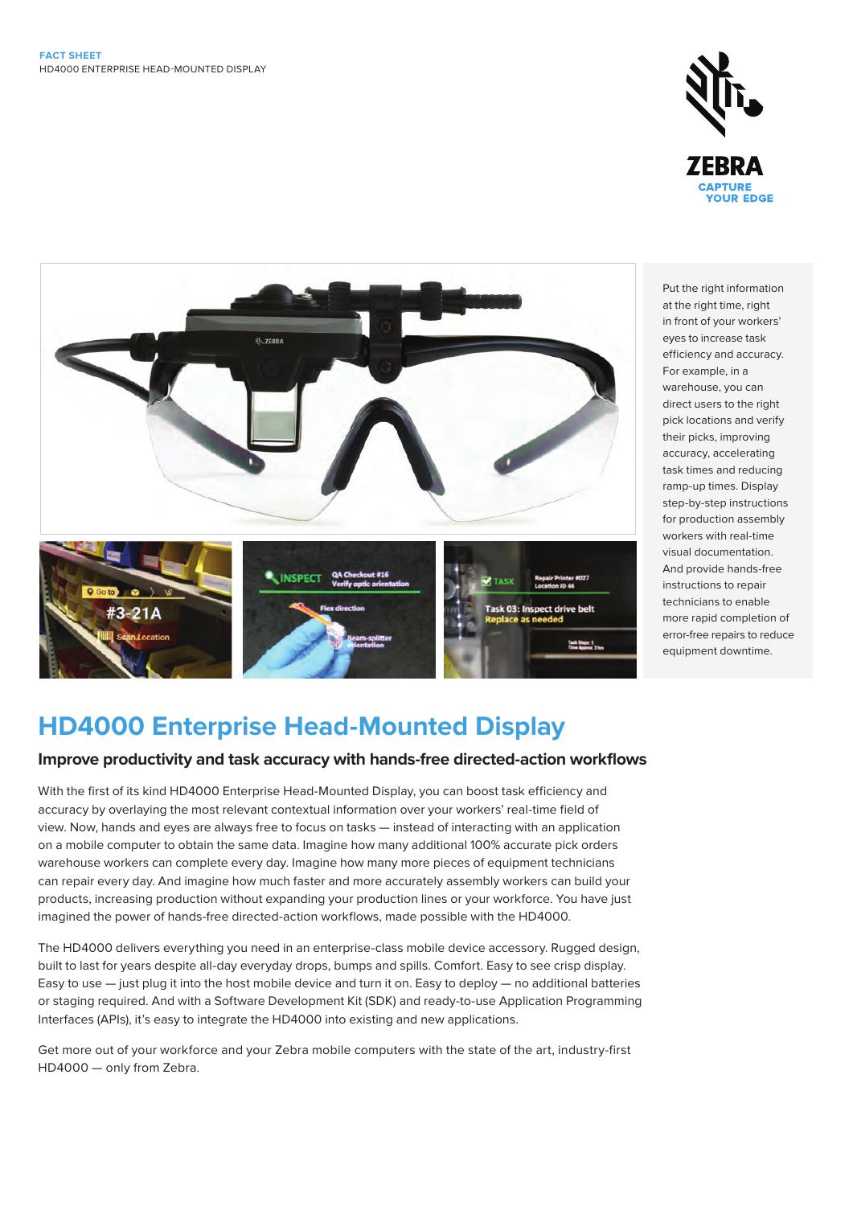FACT SHEET
HD4000 ENTERPRISE HEAD-MOUNTED DISPLAY

Put the right information at the right time, right in front of your workers' eyes to increase task efficiency and accuracy. For example, in a warehouse, you can direct users to the right pick locations and verify their picks, improving accuracy, accelerating task times and reducing ramp-up times. Display step-by-step instructions for production assembly workers with real-time visual documentation. And provide hands-free instructions to repair technicians to enable more rapid completion of error-free repairs to reduce equipment downtime.

# HD4000 Enterprise Head-Mounted Display

## Improve productivity and task accuracy with hands-free directed-action workflows

With the first of its kind HD4000 Enterprise Head-Mounted Display, you can boost task efficiency and accuracy by overlaying the most relevant contextual information over your workers' real-time field of view. Now, hands and eyes are always free to focus on tasks — instead of interacting with an application on a mobile computer to obtain the same data. Imagine how many additional 100% accurate pick orders warehouse workers can complete every day. Imagine how many more pieces of equipment technicians can repair every day. And imagine how much faster and more accurately assembly workers can build your products, increasing production without expanding your production lines or your workforce. You have just imagined the power of hands-free directed-action workflows, made possible with the HD4000.

The HD4000 delivers everything you need in an enterprise-class mobile device accessory. Rugged design, built to last for years despite all-day everyday drops, bumps and spills. Comfort. Easy to see crisp display. Easy to use — just plug it into the host mobile device and turn it on. Easy to deploy — no additional batteries or staging required. And with a Software Development Kit (SDK) and ready-to-use Application Programming Interfaces (APIs), it's easy to integrate the HD4000 into existing and new applications.

Get more out of your workforce and your Zebra mobile computers with the state of the art, industry-first HD4000 — only from Zebra.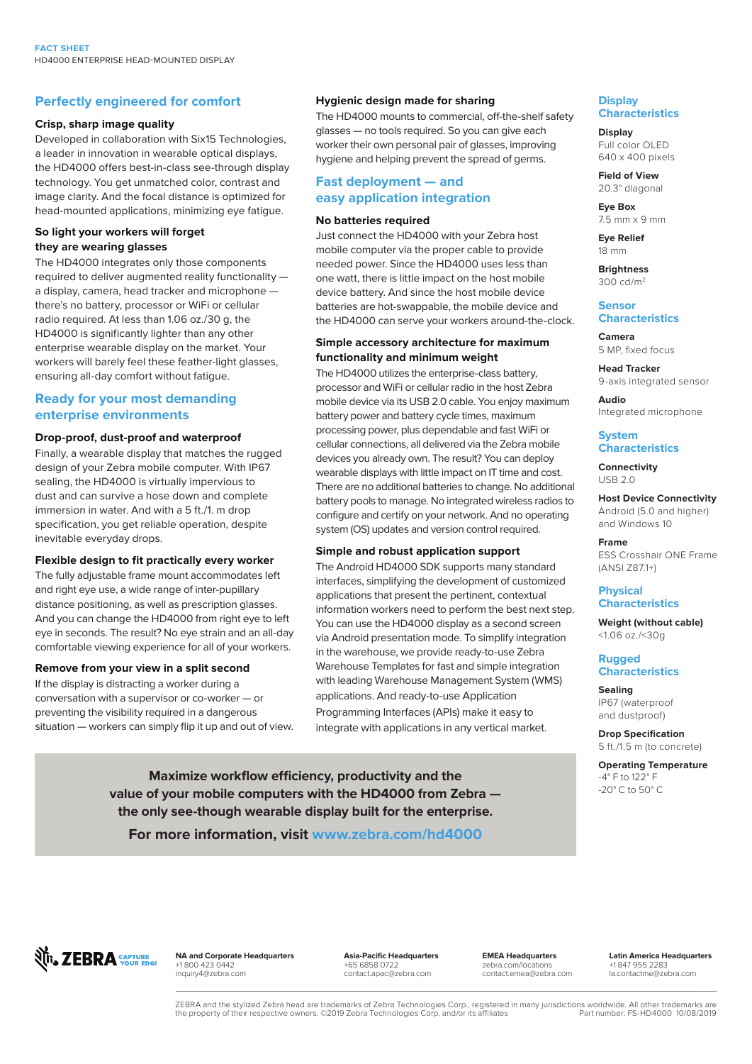## Perfectly engineered for comfort

### Crisp, sharp image quality

Developed in collaboration with Six15 Technologies, a leader in innovation in wearable optical displays, the HD4000 offers best-in-class see-through display technology. You get unmatched color, contrast and image clarity. And the focal distance is optimized for head-mounted applications, minimizing eye fatigue.

### So light your workers will forget they are wearing glasses

The HD4000 integrates only those components required to deliver augmented reality functionality — a display, camera, head tracker and microphone — there's no battery, processor or WiFi or cellular radio required. At less than 1.06 oz./30 g, the HD4000 is significantly lighter than any other enterprise wearable display on the market. Your workers will barely feel these feather-light glasses, ensuring all-day comfort without fatigue.

## Ready for your most demanding enterprise environments

### Drop-proof, dust-proof and waterproof

Finally, a wearable display that matches the rugged design of your Zebra mobile computer. With IP67 sealing, the HD4000 is virtually impervious to dust and can survive a hose down and complete immersion in water. And with a 5 ft./1. m drop specification, you get reliable operation, despite inevitable everyday drops.

### Flexible design to fit practically every worker

The fully adjustable frame mount accommodates left and right eye use, a wide range of inter-pupillary distance positioning, as well as prescription glasses. And you can change the HD4000 from right eye to left eye in seconds. The result? No eye strain and an all-day comfortable viewing experience for all of your workers.

### Remove from your view in a split second

If the display is distracting a worker during a conversation with a supervisor or co-worker — or preventing the visibility required in a dangerous situation — workers can simply flip it up and out of view.

### Hygienic design made for sharing

The HD4000 mounts to commercial, off-the-shelf safety glasses — no tools required. So you can give each worker their own personal pair of glasses, improving hygiene and helping prevent the spread of germs.

## Fast deployment — and easy application integration

### No batteries required

Just connect the HD4000 with your Zebra host mobile computer via the proper cable to provide needed power. Since the HD4000 uses less than one watt, there is little impact on the host mobile device battery. And since the host mobile device batteries are hot-swappable, the mobile device and the HD4000 can serve your workers around-the-clock.

### Simple accessory architecture for maximum functionality and minimum weight

The HD4000 utilizes the enterprise-class battery, processor and WiFi or cellular radio in the host Zebra mobile device via its USB 2.0 cable. You enjoy maximum battery power and battery cycle times, maximum processing power, plus dependable and fast WiFi or cellular connections, all delivered via the Zebra mobile devices you already own. The result? You can deploy wearable displays with little impact on IT time and cost. There are no additional batteries to change. No additional battery pools to manage. No integrated wireless radios to configure and certify on your network. And no operating system (OS) updates and version control required.

### Simple and robust application support

The Android HD4000 SDK supports many standard interfaces, simplifying the development of customized applications that present the pertinent, contextual information workers need to perform the best next step. You can use the HD4000 display as a second screen via Android presentation mode. To simplify integration in the warehouse, we provide ready-to-use Zebra Warehouse Templates for fast and simple integration with leading Warehouse Management System (WMS) applications. And ready-to-use Application Programming Interfaces (APIs) make it easy to integrate with applications in any vertical market.

**Maximize workflow efficiency, productivity and the value of your mobile computers with the HD4000 from Zebra — the only see-though wearable display built for the enterprise.**

**For more information, visit www.zebra.com/hd4000**

## Display Characteristics

**Display**
Full color OLED
640 x 400 pixels

**Field of View**
20.3° diagonal

**Eye Box**
7.5 mm x 9 mm

**Eye Relief**
18 mm

**Brightness**
300 cd/m$^2$

## Sensor Characteristics

**Camera**
5 MP, fixed focus

**Head Tracker**
9-axis integrated sensor

**Audio**
Integrated microphone

## System Characteristics

**Connectivity**
USB 2.0

**Host Device Connectivity**
Android (5.0 and higher) and Windows 10

**Frame**
ESS Crosshair ONE Frame (ANSI Z87.1+)

## Physical Characteristics

**Weight (without cable)**
<1.06 oz./<30g

## Rugged Characteristics

**Sealing**
IP67 (waterproof and dustproof)

**Drop Specification**
5 ft./1.5 m (to concrete)

**Operating Temperature**
-4° F to 122° F
-20° C to 50° C

---

ZEBRA CAPTURE YOUR EDGE

**NA and Corporate Headquarters**
+1 800 423 0442
inquiry4@zebra.com

**Asia-Pacific Headquarters**
+65 6858 0722
contact.apac@zebra.com

**EMEA Headquarters**
zebra.com/locations
contact.emea@zebra.com

**Latin America Headquarters**
+1 847 955 2283
la.contactme@zebra.com

ZEBRA and the stylized Zebra head are trademarks of Zebra Technologies Corp., registered in many jurisdictions worldwide. All other trademarks are the property of their respective owners. ©2019 Zebra Technologies Corp. and/or its affiliates Part number: FS-HD4000 10/08/2019